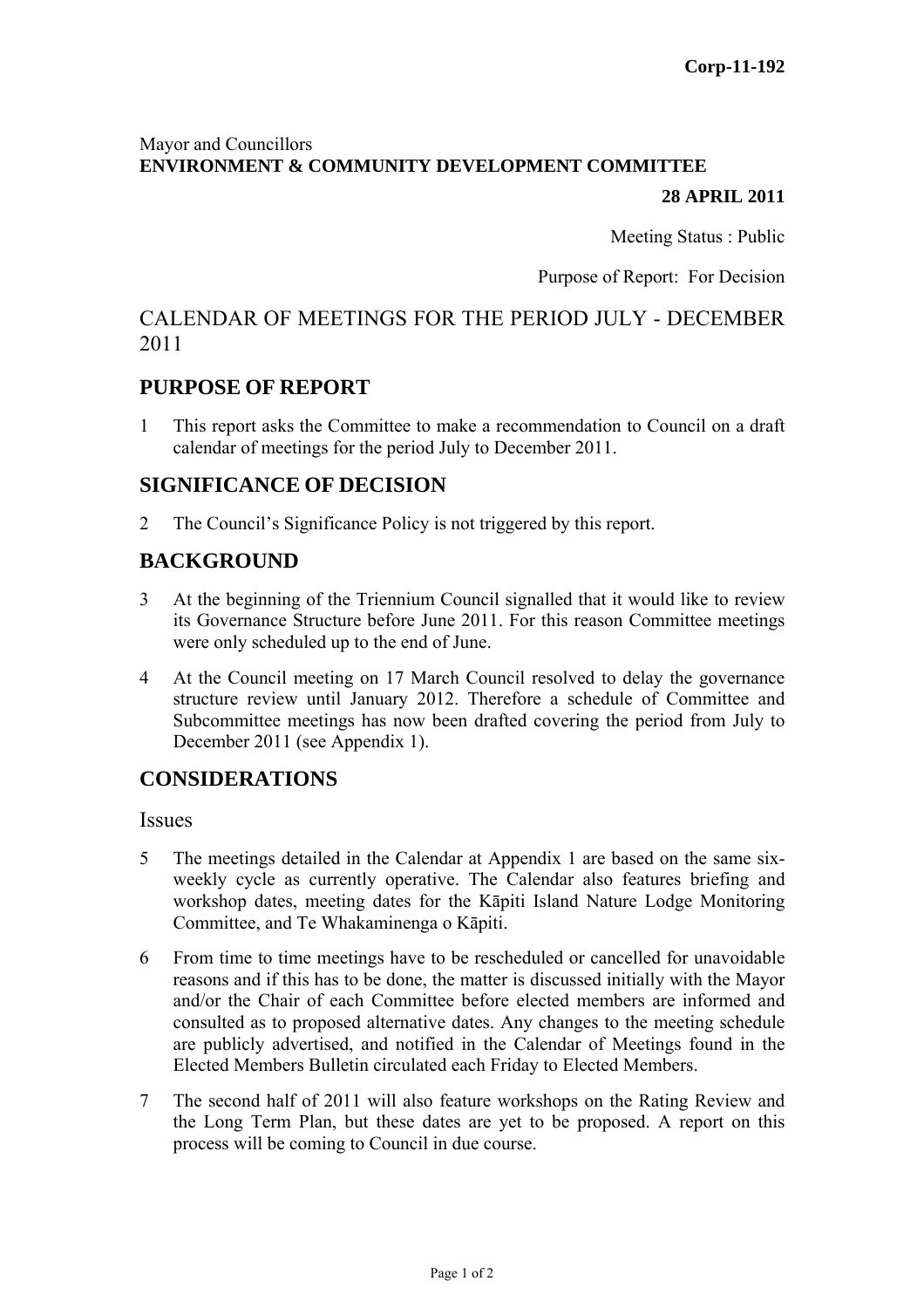**Corp-11-192**

Mayor and Councillors
**ENVIRONMENT & COMMUNITY DEVELOPMENT COMMITTEE**

**28 APRIL 2011**

Meeting Status : Public

Purpose of Report: For Decision

# CALENDAR OF MEETINGS FOR THE PERIOD JULY - DECEMBER 2011

## PURPOSE OF REPORT

1 This report asks the Committee to make a recommendation to Council on a draft calendar of meetings for the period July to December 2011.

## SIGNIFICANCE OF DECISION

2 The Council's Significance Policy is not triggered by this report.

## BACKGROUND

3 At the beginning of the Triennium Council signalled that it would like to review its Governance Structure before June 2011. For this reason Committee meetings were only scheduled up to the end of June.

4 At the Council meeting on 17 March Council resolved to delay the governance structure review until January 2012. Therefore a schedule of Committee and Subcommittee meetings has now been drafted covering the period from July to December 2011 (see Appendix 1).

## CONSIDERATIONS

### Issues

5 The meetings detailed in the Calendar at Appendix 1 are based on the same six-weekly cycle as currently operative. The Calendar also features briefing and workshop dates, meeting dates for the Kāpiti Island Nature Lodge Monitoring Committee, and Te Whakaminenga o Kāpiti.

6 From time to time meetings have to be rescheduled or cancelled for unavoidable reasons and if this has to be done, the matter is discussed initially with the Mayor and/or the Chair of each Committee before elected members are informed and consulted as to proposed alternative dates. Any changes to the meeting schedule are publicly advertised, and notified in the Calendar of Meetings found in the Elected Members Bulletin circulated each Friday to Elected Members.

7 The second half of 2011 will also feature workshops on the Rating Review and the Long Term Plan, but these dates are yet to be proposed. A report on this process will be coming to Council in due course.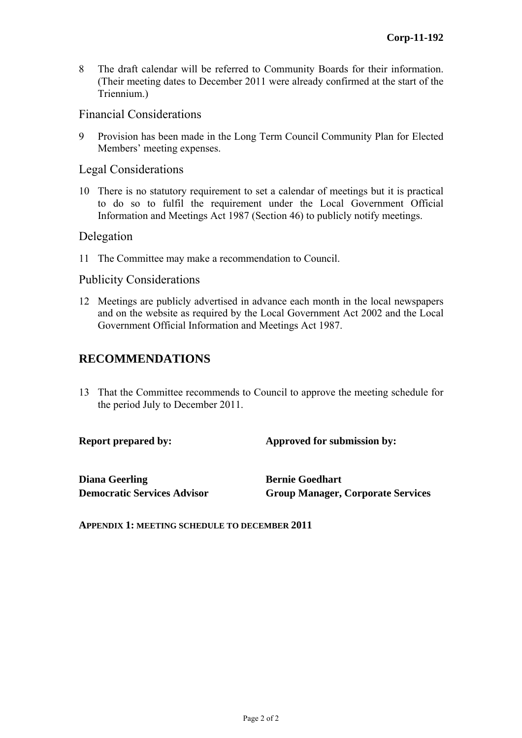8 The draft calendar will be referred to Community Boards for their information. (Their meeting dates to December 2011 were already confirmed at the start of the Triennium.)

## Financial Considerations

9 Provision has been made in the Long Term Council Community Plan for Elected Members' meeting expenses.

## Legal Considerations

10 There is no statutory requirement to set a calendar of meetings but it is practical to do so to fulfil the requirement under the Local Government Official Information and Meetings Act 1987 (Section 46) to publicly notify meetings.

## Delegation

11 The Committee may make a recommendation to Council.

## Publicity Considerations

12 Meetings are publicly advertised in advance each month in the local newspapers and on the website as required by the Local Government Act 2002 and the Local Government Official Information and Meetings Act 1987.

# RECOMMENDATIONS

13 That the Committee recommends to Council to approve the meeting schedule for the period July to December 2011.

| | |
|---|---|
| **Report prepared by:** | **Approved for submission by:** |
| **Diana Geerling** | **Bernie Goedhart** |
| **Democratic Services Advisor** | **Group Manager, Corporate Services** |

**APPENDIX 1: MEETING SCHEDULE TO DECEMBER 2011**